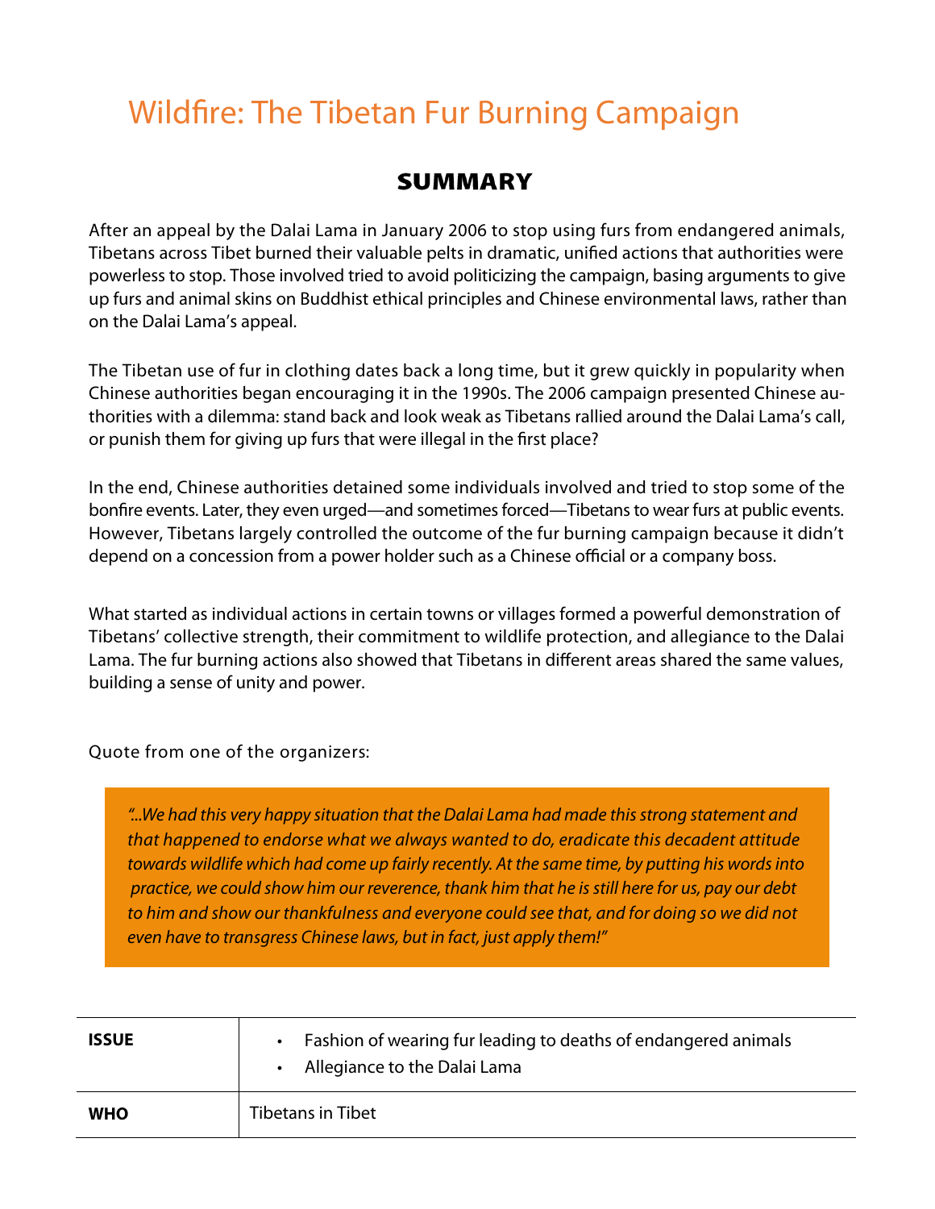# Wildfire: The Tibetan Fur Burning Campaign

## SUMMARY

After an appeal by the Dalai Lama in January 2006 to stop using furs from endangered animals, Tibetans across Tibet burned their valuable pelts in dramatic, unified actions that authorities were powerless to stop. Those involved tried to avoid politicizing the campaign, basing arguments to give up furs and animal skins on Buddhist ethical principles and Chinese environmental laws, rather than on the Dalai Lama's appeal.

The Tibetan use of fur in clothing dates back a long time, but it grew quickly in popularity when Chinese authorities began encouraging it in the 1990s. The 2006 campaign presented Chinese authorities with a dilemma: stand back and look weak as Tibetans rallied around the Dalai Lama's call, or punish them for giving up furs that were illegal in the first place?

In the end, Chinese authorities detained some individuals involved and tried to stop some of the bonfire events. Later, they even urged—and sometimes forced—Tibetans to wear furs at public events. However, Tibetans largely controlled the outcome of the fur burning campaign because it didn't depend on a concession from a power holder such as a Chinese official or a company boss.

What started as individual actions in certain towns or villages formed a powerful demonstration of Tibetans' collective strength, their commitment to wildlife protection, and allegiance to the Dalai Lama. The fur burning actions also showed that Tibetans in different areas shared the same values, building a sense of unity and power.

Quote from one of the organizers:

> *"...We had this very happy situation that the Dalai Lama had made this strong statement and that happened to endorse what we always wanted to do, eradicate this decadent attitude towards wildlife which had come up fairly recently. At the same time, by putting his words into practice, we could show him our reverence, thank him that he is still here for us, pay our debt to him and show our thankfulness and everyone could see that, and for doing so we did not even have to transgress Chinese laws, but in fact, just apply them!"*

| | |
|---|---|
| **ISSUE** | • Fashion of wearing fur leading to deaths of endangered animals<br>• Allegiance to the Dalai Lama |
| **WHO** | Tibetans in Tibet |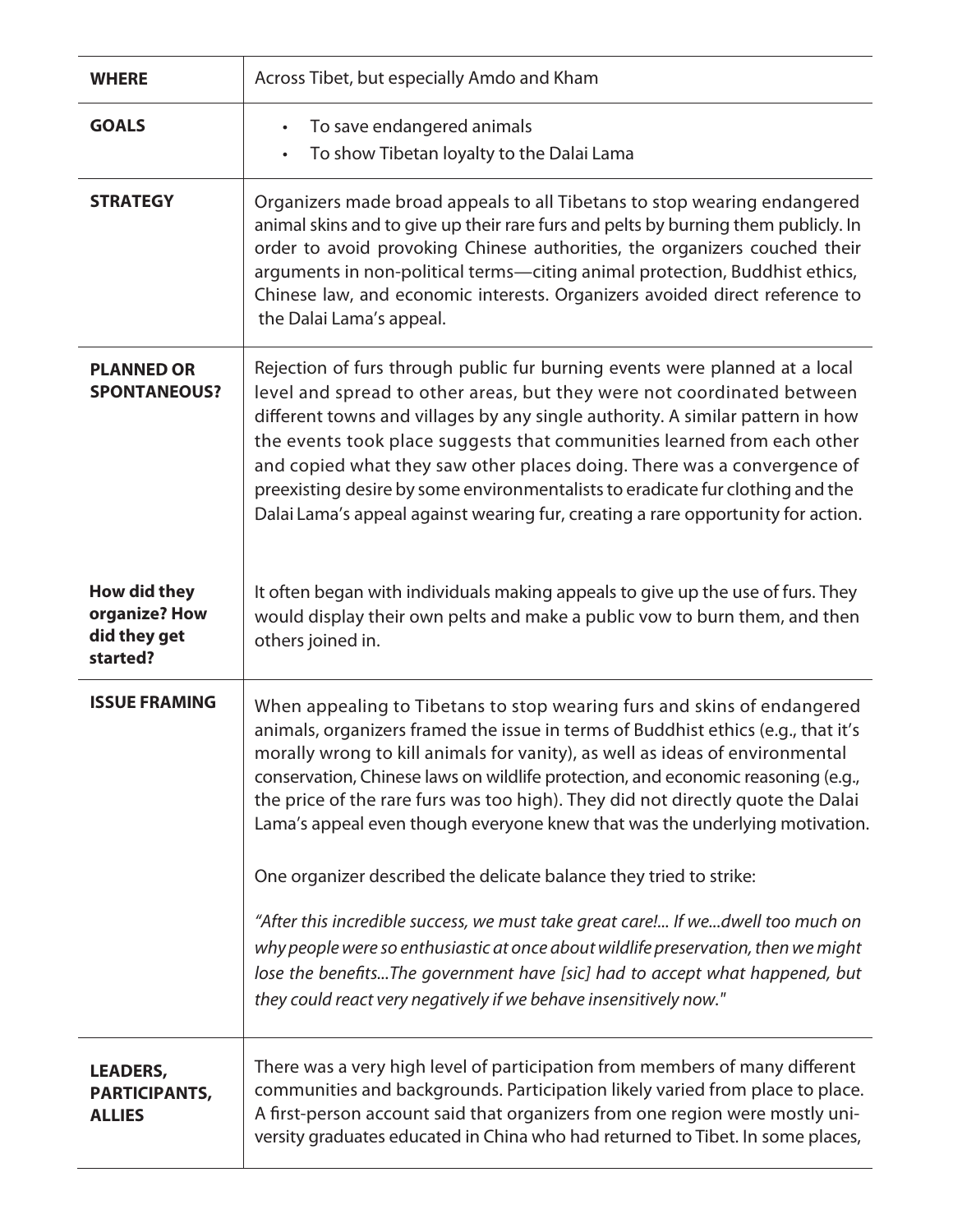| WHERE | Across Tibet, but especially Amdo and Kham |
|---|---|
| **GOALS** | • To save endangered animals<br>• To show Tibetan loyalty to the Dalai Lama |
| **STRATEGY** | Organizers made broad appeals to all Tibetans to stop wearing endangered animal skins and to give up their rare furs and pelts by burning them publicly. In order to avoid provoking Chinese authorities, the organizers couched their arguments in non-political terms—citing animal protection, Buddhist ethics, Chinese law, and economic interests. Organizers avoided direct reference to the Dalai Lama's appeal. |
| **PLANNED OR SPONTANEOUS?** | Rejection of furs through public fur burning events were planned at a local level and spread to other areas, but they were not coordinated between different towns and villages by any single authority. A similar pattern in how the events took place suggests that communities learned from each other and copied what they saw other places doing. There was a convergence of preexisting desire by some environmentalists to eradicate fur clothing and the Dalai Lama's appeal against wearing fur, creating a rare opportunity for action. |
| **How did they organize? How did they get started?** | It often began with individuals making appeals to give up the use of furs. They would display their own pelts and make a public vow to burn them, and then others joined in. |
| **ISSUE FRAMING** | When appealing to Tibetans to stop wearing furs and skins of endangered animals, organizers framed the issue in terms of Buddhist ethics (e.g., that it's morally wrong to kill animals for vanity), as well as ideas of environmental conservation, Chinese laws on wildlife protection, and economic reasoning (e.g., the price of the rare furs was too high). They did not directly quote the Dalai Lama's appeal even though everyone knew that was the underlying motivation.<br><br>One organizer described the delicate balance they tried to strike:<br><br>*"After this incredible success, we must take great care!... If we...dwell too much on why people were so enthusiastic at once about wildlife preservation, then we might lose the benefits...The government have [sic] had to accept what happened, but they could react very negatively if we behave insensitively now."* |
| **LEADERS, PARTICIPANTS, ALLIES** | There was a very high level of participation from members of many different communities and backgrounds. Participation likely varied from place to place. A first-person account said that organizers from one region were mostly university graduates educated in China who had returned to Tibet. In some places, |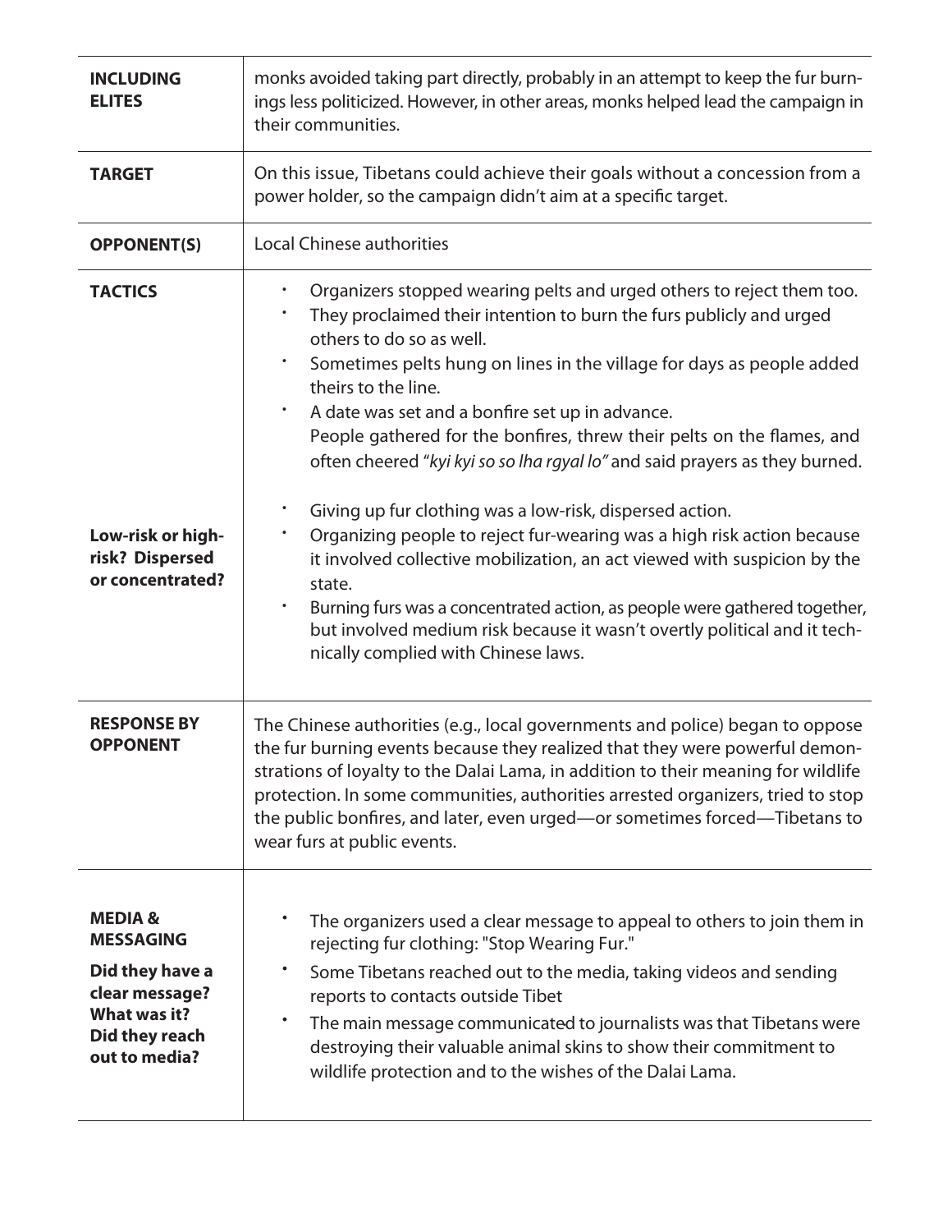| | |
|---|---|
| **INCLUDING ELITES** | monks avoided taking part directly, probably in an attempt to keep the fur burnings less politicized. However, in other areas, monks helped lead the campaign in their communities. |
| **TARGET** | On this issue, Tibetans could achieve their goals without a concession from a power holder, so the campaign didn't aim at a specific target. |
| **OPPONENT(S)** | Local Chinese authorities |
| **TACTICS** | • Organizers stopped wearing pelts and urged others to reject them too.<br>• They proclaimed their intention to burn the furs publicly and urged others to do so as well.<br>• Sometimes pelts hung on lines in the village for days as people added theirs to the line.<br>• A date was set and a bonfire set up in advance. People gathered for the bonfires, threw their pelts on the flames, and often cheered "*kyi kyi so so lha rgyal lo*" and said prayers as they burned. |
| **Low-risk or high-risk? Dispersed or concentrated?** | • Giving up fur clothing was a low-risk, dispersed action.<br>• Organizing people to reject fur-wearing was a high risk action because it involved collective mobilization, an act viewed with suspicion by the state.<br>• Burning furs was a concentrated action, as people were gathered together, but involved medium risk because it wasn't overtly political and it technically complied with Chinese laws. |
| **RESPONSE BY OPPONENT** | The Chinese authorities (e.g., local governments and police) began to oppose the fur burning events because they realized that they were powerful demonstrations of loyalty to the Dalai Lama, in addition to their meaning for wildlife protection. In some communities, authorities arrested organizers, tried to stop the public bonfires, and later, even urged—or sometimes forced—Tibetans to wear furs at public events. |
| **MEDIA & MESSAGING**<br>**Did they have a clear message? What was it? Did they reach out to media?** | • The organizers used a clear message to appeal to others to join them in rejecting fur clothing: "Stop Wearing Fur."<br>• Some Tibetans reached out to the media, taking videos and sending reports to contacts outside Tibet<br>• The main message communicated to journalists was that Tibetans were destroying their valuable animal skins to show their commitment to wildlife protection and to the wishes of the Dalai Lama. |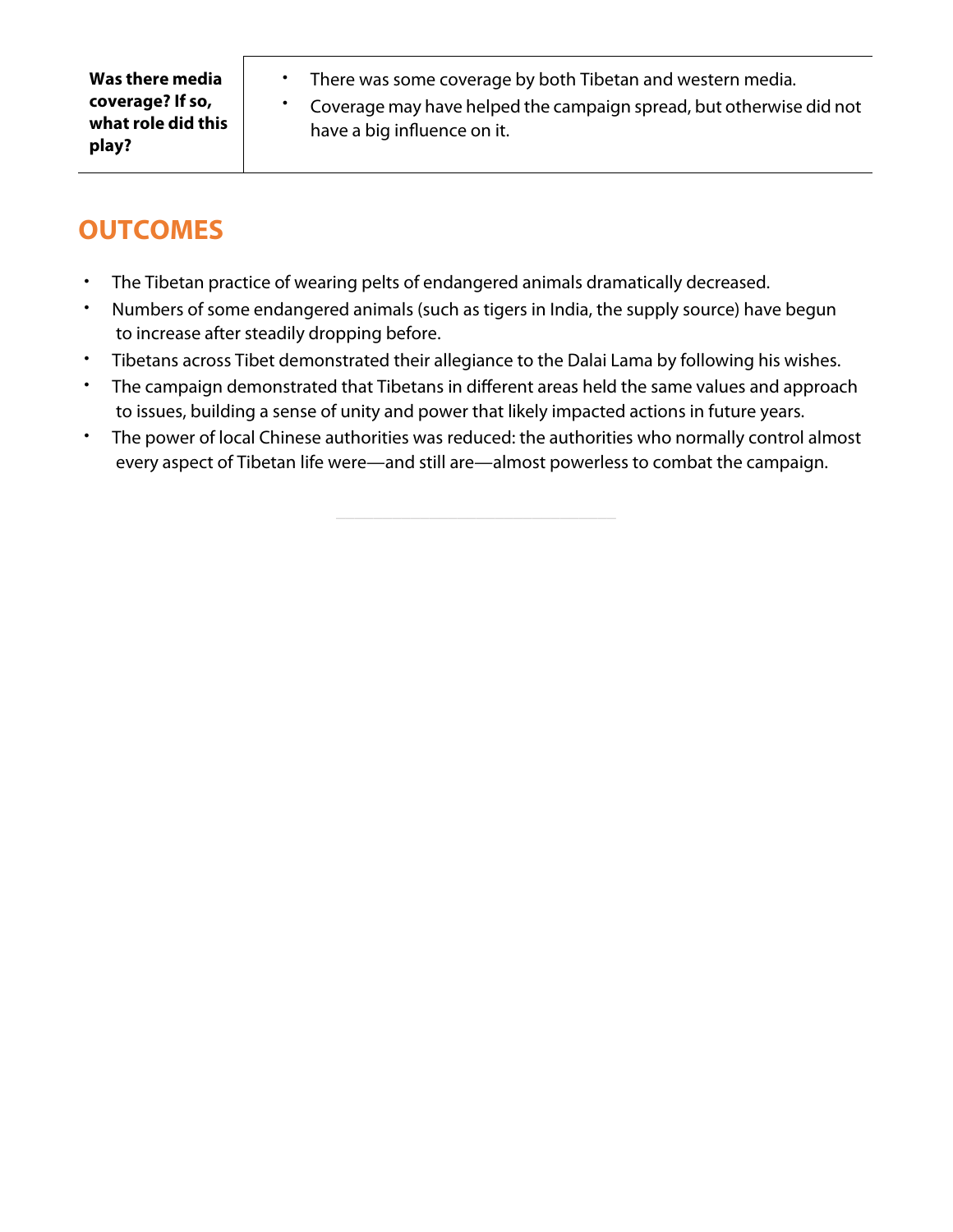| | |
|---|---|
| **Was there media coverage? If so, what role did this play?** | • There was some coverage by both Tibetan and western media.<br>• Coverage may have helped the campaign spread, but otherwise did not have a big influence on it. |

## OUTCOMES

- The Tibetan practice of wearing pelts of endangered animals dramatically decreased.
- Numbers of some endangered animals (such as tigers in India, the supply source) have begun to increase after steadily dropping before.
- Tibetans across Tibet demonstrated their allegiance to the Dalai Lama by following his wishes.
- The campaign demonstrated that Tibetans in different areas held the same values and approach to issues, building a sense of unity and power that likely impacted actions in future years.
- The power of local Chinese authorities was reduced: the authorities who normally control almost every aspect of Tibetan life were—and still are—almost powerless to combat the campaign.